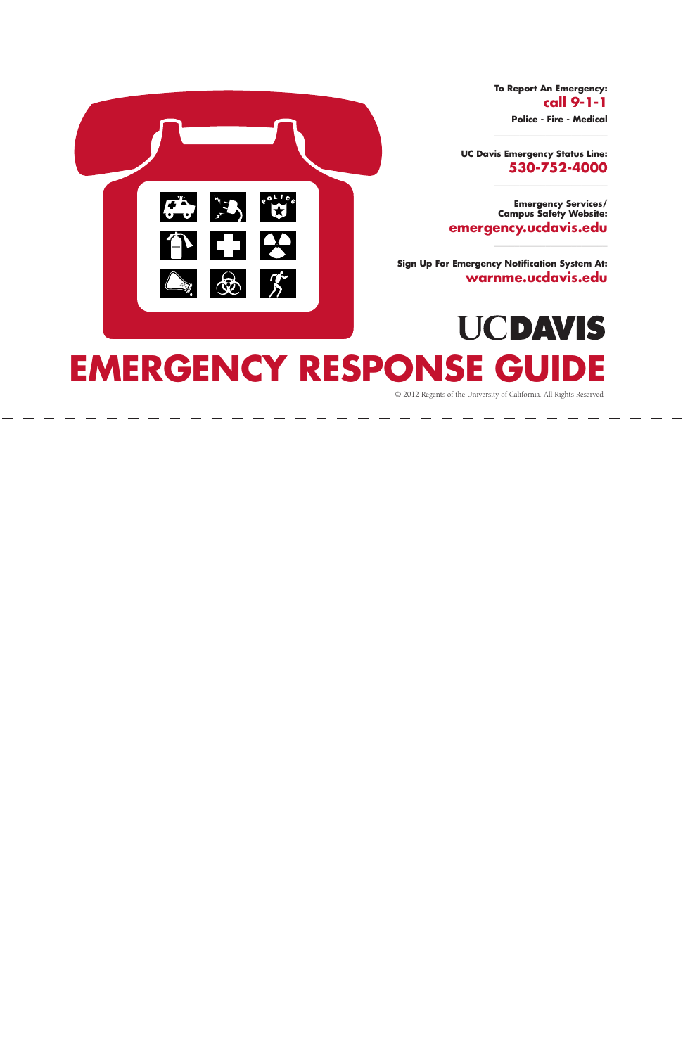To Report An Emergency:
**call 9-1-1**
Police - Fire - Medical

UC Davis Emergency Status Line:
**530-752-4000**

Emergency Services/
Campus Safety Website:
**emergency.ucdavis.edu**

Sign Up For Emergency Notification System At:
**warnme.ucdavis.edu**

UCDAVIS

# EMERGENCY RESPONSE GUIDE

© 2012 Regents of the University of California. All Rights Reserved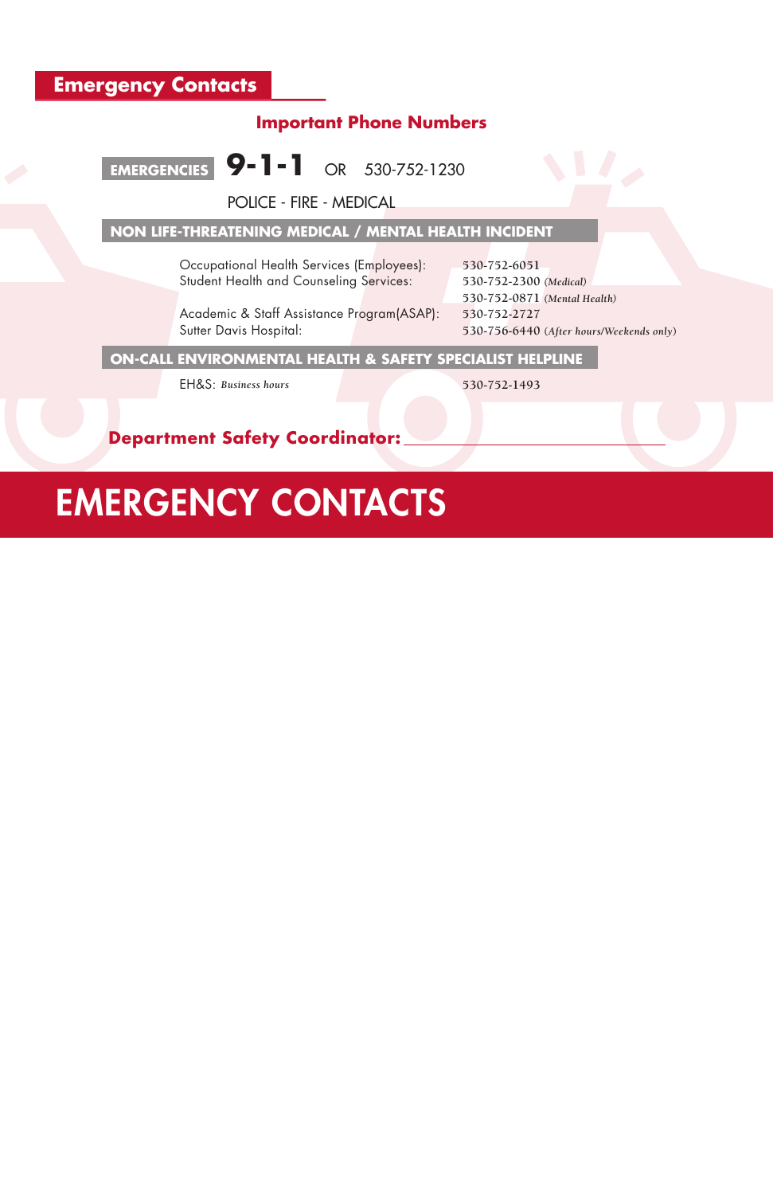## Emergency Contacts

### Important Phone Numbers

**EMERGENCIES** **9-1-1** OR 530-752-1230

POLICE - FIRE - MEDICAL

**NON LIFE-THREATENING MEDICAL / MENTAL HEALTH INCIDENT**

| | |
|---|---|
| Occupational Health Services (Employees): | 530-752-6051 |
| Student Health and Counseling Services: | 530-752-2300 *(Medical)* |
| | 530-752-0871 *(Mental Health)* |
| Academic & Staff Assistance Program(ASAP): | 530-752-2727 |
| Sutter Davis Hospital: | 530-756-6440 *(After hours/Weekends only)* |

**ON-CALL ENVIRONMENTAL HEALTH & SAFETY SPECIALIST HELPLINE**

| | |
|---|---|
| EH&S: *Business hours* | 530-752-1493 |

**Department Safety Coordinator:** ______________________________

# EMERGENCY CONTACTS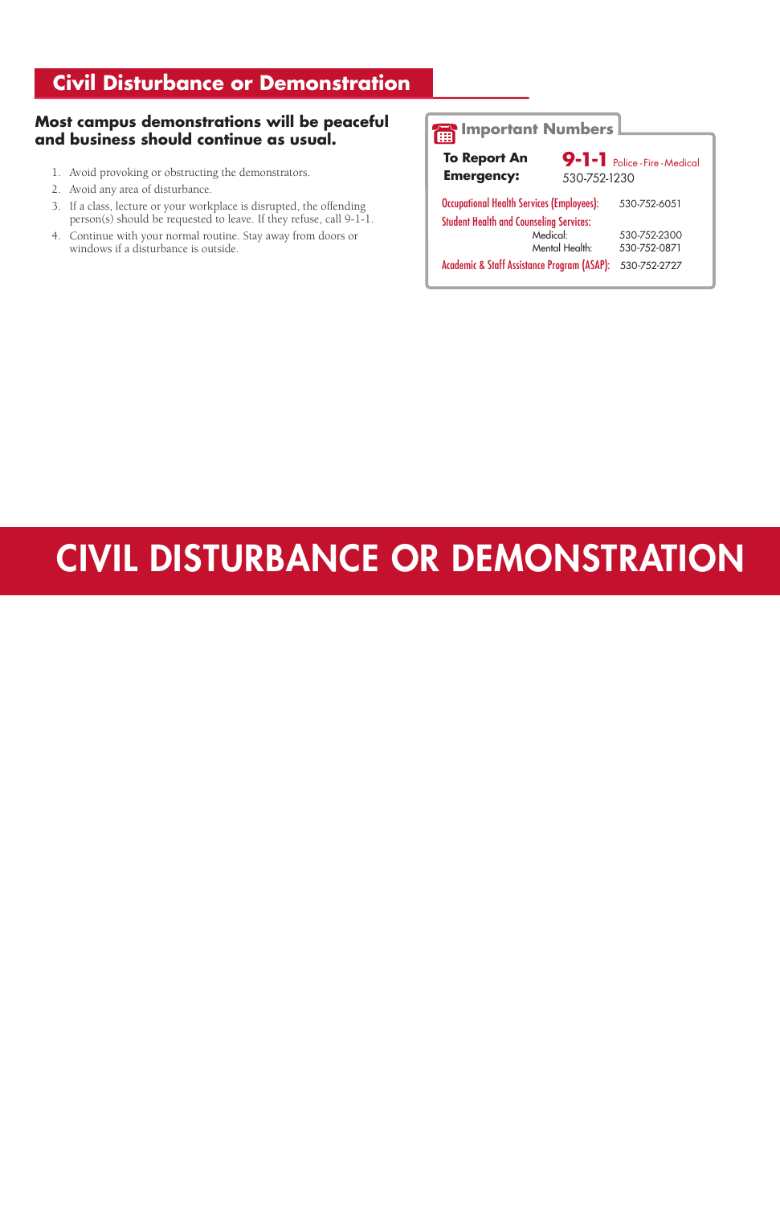## Civil Disturbance or Demonstration

**Most campus demonstrations will be peaceful and business should continue as usual.**

1. Avoid provoking or obstructing the demonstrators.
2. Avoid any area of disturbance.
3. If a class, lecture or your workplace is disrupted, the offending person(s) should be requested to leave. If they refuse, call 9-1-1.
4. Continue with your normal routine. Stay away from doors or windows if a disturbance is outside.

### Important Numbers

**To Report An Emergency:** **9-1-1** Police - Fire - Medical
530-752-1230

| | |
|---|---|
| Occupational Health Services (Employees): | 530-752-6051 |
| Student Health and Counseling Services: | |
| Medical: | 530-752-2300 |
| Mental Health: | 530-752-0871 |
| Academic & Staff Assistance Program (ASAP): | 530-752-2727 |

# CIVIL DISTURBANCE OR DEMONSTRATION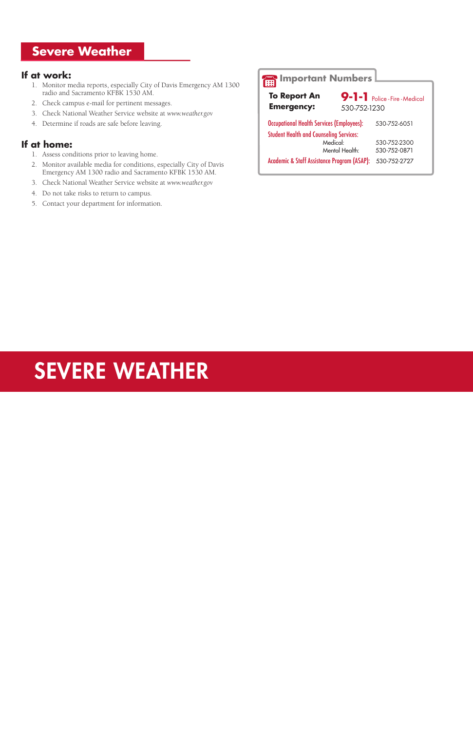## Severe Weather

### If at work:

1. Monitor media reports, especially City of Davis Emergency AM 1300 radio and Sacramento KFBK 1530 AM.
2. Check campus e-mail for pertinent messages.
3. Check National Weather Service website at *www.weather.gov*
4. Determine if roads are safe before leaving.

### If at home:

1. Assess conditions prior to leaving home.
2. Monitor available media for conditions, especially City of Davis Emergency AM 1300 radio and Sacramento KFBK 1530 AM.
3. Check National Weather Service website at *www.weather.gov*
4. Do not take risks to return to campus.
5. Contact your department for information.

### Important Numbers

**To Report An Emergency:** **9-1-1** Police - Fire - Medical
530-752-1230

| | |
|---|---|
| Occupational Health Services (Employees): | 530-752-6051 |
| Student Health and Counseling Services: | |
| Medical: | 530-752-2300 |
| Mental Health: | 530-752-0871 |
| Academic & Staff Assistance Program (ASAP): | 530-752-2727 |

# SEVERE WEATHER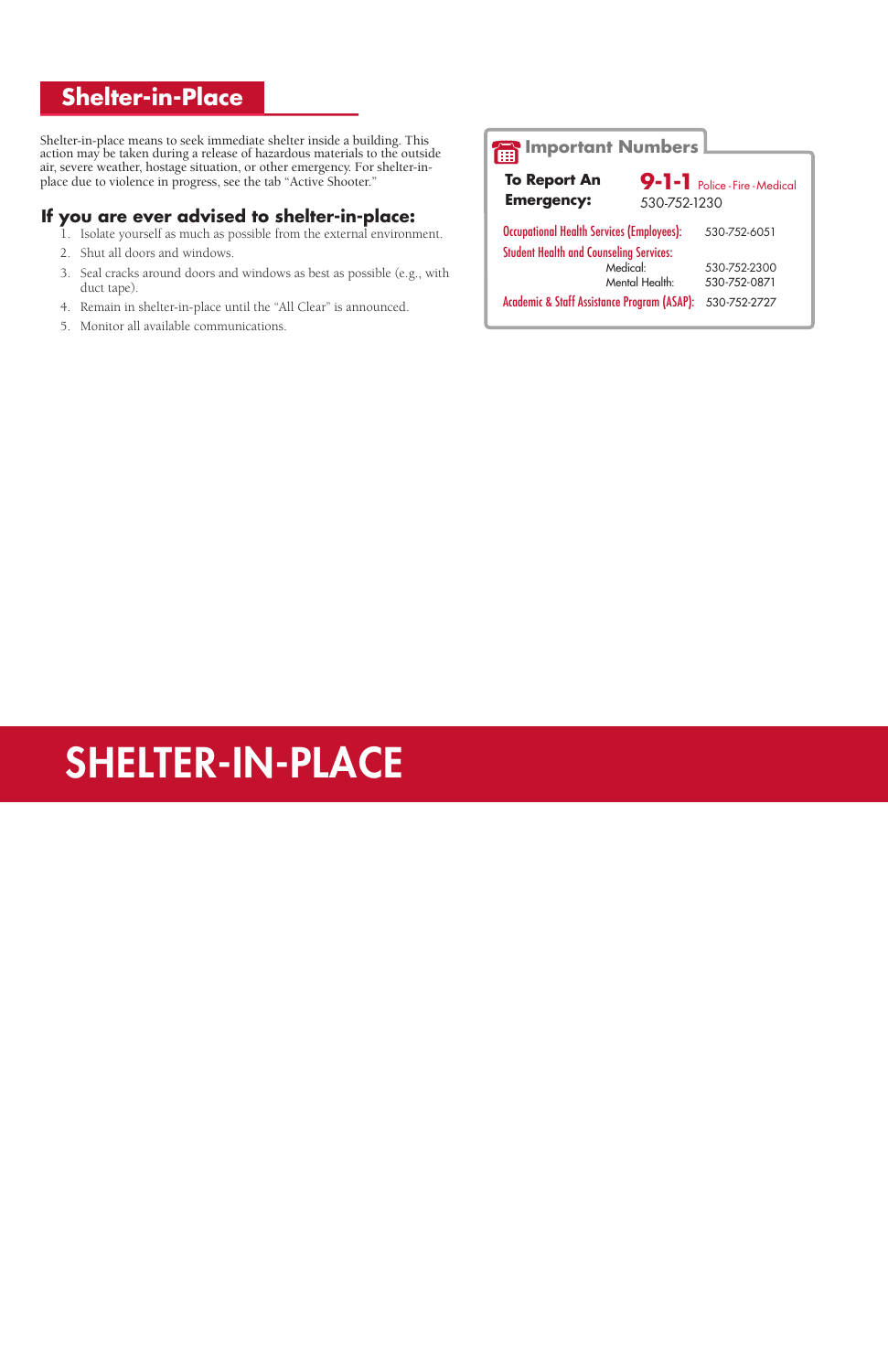# Shelter-in-Place

Shelter-in-place means to seek immediate shelter inside a building. This action may be taken during a release of hazardous materials to the outside air, severe weather, hostage situation, or other emergency. For shelter-in-place due to violence in progress, see the tab "Active Shooter."

## If you are ever advised to shelter-in-place:

1. Isolate yourself as much as possible from the external environment.
2. Shut all doors and windows.
3. Seal cracks around doors and windows as best as possible (e.g., with duct tape).
4. Remain in shelter-in-place until the "All Clear" is announced.
5. Monitor all available communications.

## Important Numbers

**To Report An Emergency:** **9-1-1** Police - Fire - Medical
530-752-1230

| | |
|---|---|
| Occupational Health Services (Employees): | 530-752-6051 |
| Student Health and Counseling Services: | |
| Medical: | 530-752-2300 |
| Mental Health: | 530-752-0871 |
| Academic & Staff Assistance Program (ASAP): | 530-752-2727 |

# SHELTER-IN-PLACE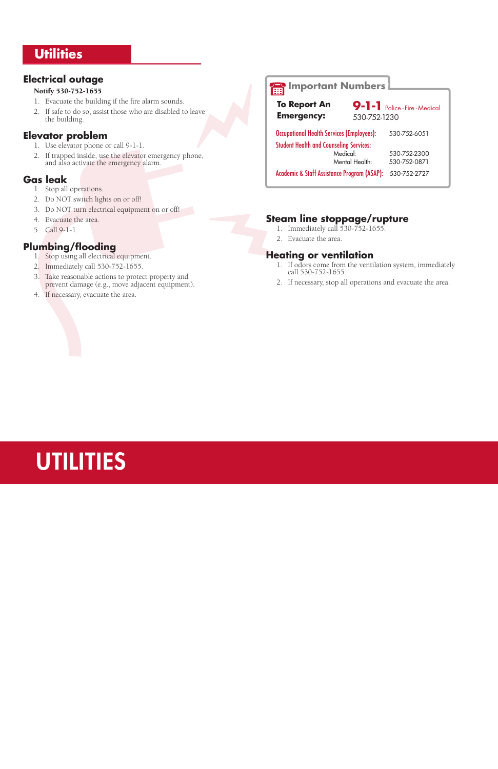# Utilities

## Electrical outage

**Notify 530-752-1655**

1. Evacuate the building if the fire alarm sounds.
2. If safe to do so, assist those who are disabled to leave the building.

## Elevator problem

1. Use elevator phone or call 9-1-1.
2. If trapped inside, use the elevator emergency phone, and also activate the emergency alarm.

## Gas leak

1. Stop all operations.
2. Do NOT switch lights on or off!
3. Do NOT turn electrical equipment on or off!
4. Evacuate the area.
5. Call 9-1-1.

## Plumbing/flooding

1. Stop using all electrical equipment.
2. Immediately call 530-752-1655.
3. Take reasonable actions to protect property and prevent damage (e.g., move adjacent equipment).
4. If necessary, evacuate the area.

### Important Numbers

**To Report An Emergency:** **9-1-1** Police · Fire · Medical
530-752-1230

| | | |
|---|---|---|
| Occupational Health Services (Employees): | | 530-752-6051 |
| Student Health and Counseling Services: | | |
| | Medical: | 530-752-2300 |
| | Mental Health: | 530-752-0871 |
| Academic & Staff Assistance Program (ASAP): | | 530-752-2727 |

## Steam line stoppage/rupture

1. Immediately call 530-752-1655.
2. Evacuate the area.

## Heating or ventilation

1. If odors come from the ventilation system, immediately call 530-752-1655.
2. If necessary, stop all operations and evacuate the area.

# UTILITIES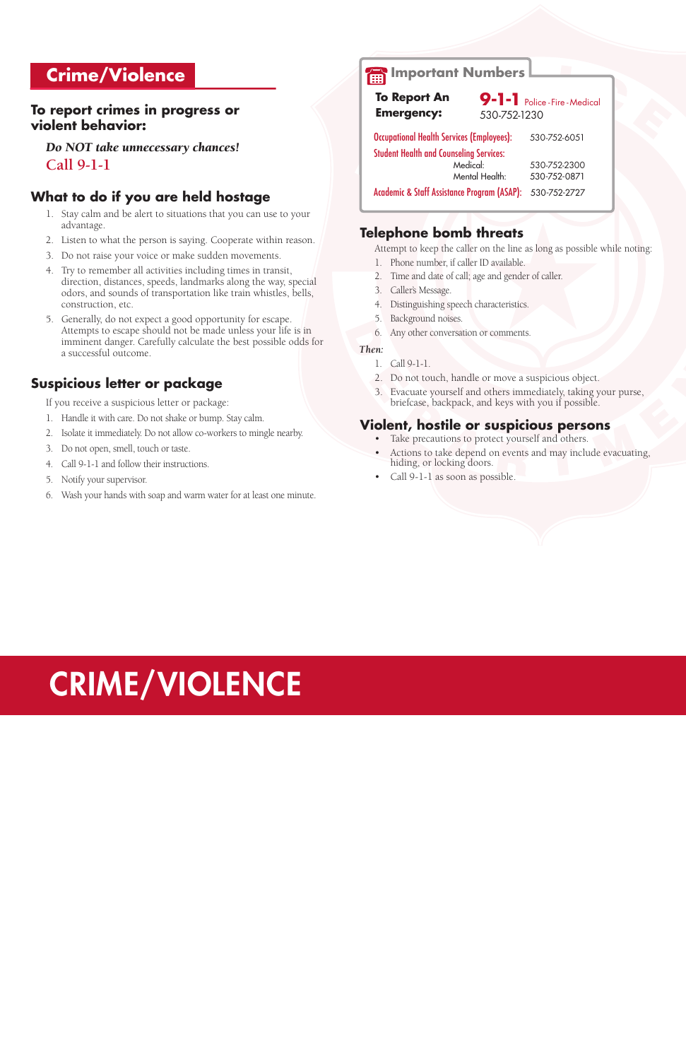# Crime/Violence

## To report crimes in progress or violent behavior:

***Do NOT take unnecessary chances!***
**Call 9-1-1**

## What to do if you are held hostage

1. Stay calm and be alert to situations that you can use to your advantage.
2. Listen to what the person is saying. Cooperate within reason.
3. Do not raise your voice or make sudden movements.
4. Try to remember all activities including times in transit, direction, distances, speeds, landmarks along the way, special odors, and sounds of transportation like train whistles, bells, construction, etc.
5. Generally, do not expect a good opportunity for escape. Attempts to escape should not be made unless your life is in imminent danger. Carefully calculate the best possible odds for a successful outcome.

## Suspicious letter or package

If you receive a suspicious letter or package:

1. Handle it with care. Do not shake or bump. Stay calm.
2. Isolate it immediately. Do not allow co-workers to mingle nearby.
3. Do not open, smell, touch or taste.
4. Call 9-1-1 and follow their instructions.
5. Notify your supervisor.
6. Wash your hands with soap and warm water for at least one minute.

## Important Numbers

| | |
|---|---|
| **To Report An Emergency:** | **9-1-1** Police - Fire - Medical<br>530-752-1230 |
| Occupational Health Services (Employees): | 530-752-6051 |
| Student Health and Counseling Services: | |
| Medical: | 530-752-2300 |
| Mental Health: | 530-752-0871 |
| Academic & Staff Assistance Program (ASAP): | 530-752-2727 |

## Telephone bomb threats

Attempt to keep the caller on the line as long as possible while noting:

1. Phone number, if caller ID available.
2. Time and date of call; age and gender of caller.
3. Caller's Message.
4. Distinguishing speech characteristics.
5. Background noises.
6. Any other conversation or comments.

*Then:*

1. Call 9-1-1.
2. Do not touch, handle or move a suspicious object.
3. Evacuate yourself and others immediately, taking your purse, briefcase, backpack, and keys with you if possible.

## Violent, hostile or suspicious persons

- Take precautions to protect yourself and others.
- Actions to take depend on events and may include evacuating, hiding, or locking doors.
- Call 9-1-1 as soon as possible.

# CRIME/VIOLENCE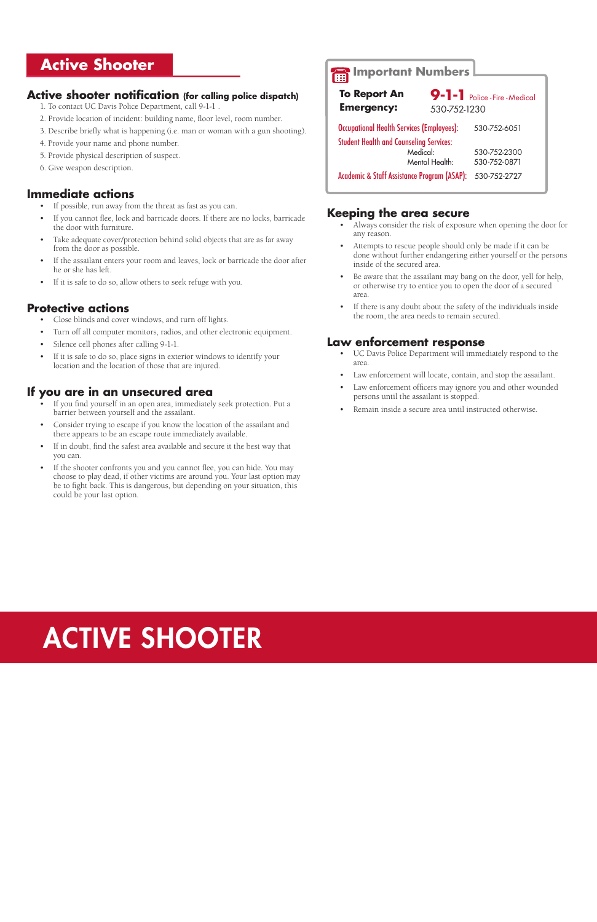# Active Shooter

## Active shooter notification (for calling police dispatch)

1. To contact UC Davis Police Department, call 9-1-1 .
2. Provide location of incident: building name, floor level, room number.
3. Describe briefly what is happening (i.e. man or woman with a gun shooting).
4. Provide your name and phone number.
5. Provide physical description of suspect.
6. Give weapon description.

## Immediate actions

- If possible, run away from the threat as fast as you can.
- If you cannot flee, lock and barricade doors. If there are no locks, barricade the door with furniture.
- Take adequate cover/protection behind solid objects that are as far away from the door as possible.
- If the assailant enters your room and leaves, lock or barricade the door after he or she has left.
- If it is safe to do so, allow others to seek refuge with you.

## Protective actions

- Close blinds and cover windows, and turn off lights.
- Turn off all computer monitors, radios, and other electronic equipment.
- Silence cell phones after calling 9-1-1.
- If it is safe to do so, place signs in exterior windows to identify your location and the location of those that are injured.

## If you are in an unsecured area

- If you find yourself in an open area, immediately seek protection. Put a barrier between yourself and the assailant.
- Consider trying to escape if you know the location of the assailant and there appears to be an escape route immediately available.
- If in doubt, find the safest area available and secure it the best way that you can.
- If the shooter confronts you and you cannot flee, you can hide. You may choose to play dead, if other victims are around you. Your last option may be to fight back. This is dangerous, but depending on your situation, this could be your last option.

## Important Numbers

| | |
|---|---|
| **To Report An Emergency:** | **9-1-1** Police - Fire - Medical<br>530-752-1230 |
| Occupational Health Services (Employees): | 530-752-6051 |
| Student Health and Counseling Services: | |
| Medical: | 530-752-2300 |
| Mental Health: | 530-752-0871 |
| Academic & Staff Assistance Program (ASAP): | 530-752-2727 |

## Keeping the area secure

- Always consider the risk of exposure when opening the door for any reason.
- Attempts to rescue people should only be made if it can be done without further endangering either yourself or the persons inside of the secured area.
- Be aware that the assailant may bang on the door, yell for help, or otherwise try to entice you to open the door of a secured area.
- If there is any doubt about the safety of the individuals inside the room, the area needs to remain secured.

## Law enforcement response

- UC Davis Police Department will immediately respond to the area.
- Law enforcement will locate, contain, and stop the assailant.
- Law enforcement officers may ignore you and other wounded persons until the assailant is stopped.
- Remain inside a secure area until instructed otherwise.

# ACTIVE SHOOTER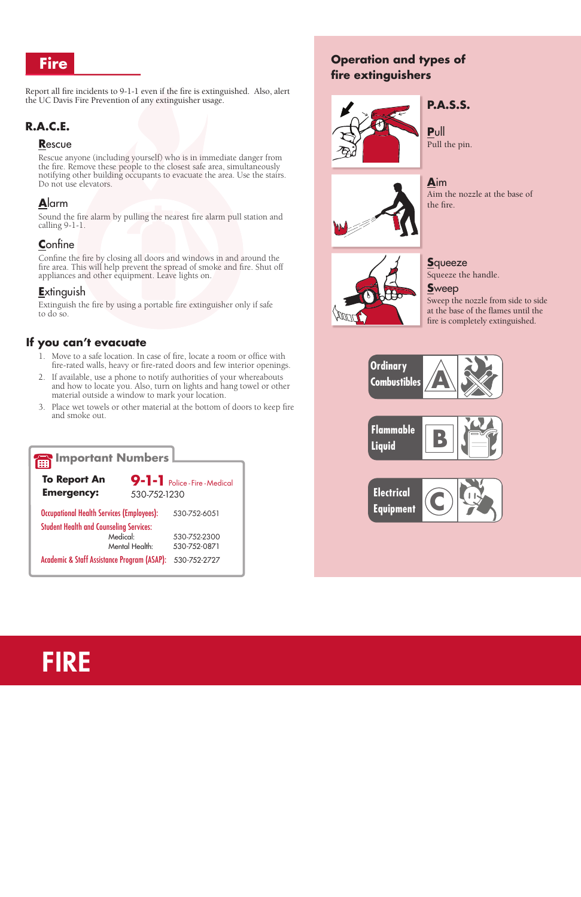# Fire

Report all fire incidents to 9-1-1 even if the fire is extinguished. Also, alert the UC Davis Fire Prevention of any extinguisher usage.

## R.A.C.E.

### Rescue

Rescue anyone (including yourself) who is in immediate danger from the fire. Remove these people to the closest safe area, simultaneously notifying other building occupants to evacuate the area. Use the stairs. Do not use elevators.

### Alarm

Sound the fire alarm by pulling the nearest fire alarm pull station and calling 9-1-1.

### Confine

Confine the fire by closing all doors and windows in and around the fire area. This will help prevent the spread of smoke and fire. Shut off appliances and other equipment. Leave lights on.

### Extinguish

Extinguish the fire by using a portable fire extinguisher only if safe to do so.

## If you can't evacuate

1. Move to a safe location. In case of fire, locate a room or office with fire-rated walls, heavy or fire-rated doors and few interior openings.
2. If available, use a phone to notify authorities of your whereabouts and how to locate you. Also, turn on lights and hang towel or other material outside a window to mark your location.
3. Place wet towels or other material at the bottom of doors to keep fire and smoke out.

## Important Numbers

| | |
|---|---|
| **To Report An Emergency:** | **9-1-1** Police - Fire - Medical<br>530-752-1230 |
| Occupational Health Services (Employees): | 530-752-6051 |
| Student Health and Counseling Services: | |
| Medical: | 530-752-2300 |
| Mental Health: | 530-752-0871 |
| Academic & Staff Assistance Program (ASAP): | 530-752-2727 |

## Operation and types of fire extinguishers

### P.A.S.S.

**Pull**
Pull the pin.

**Aim**
Aim the nozzle at the base of the fire.

**Squeeze**
Squeeze the handle.

**Sweep**
Sweep the nozzle from side to side at the base of the flames until the fire is completely extinguished.

- **A** – Ordinary Combustibles
- **B** – Flammable Liquid
- **C** – Electrical Equipment

# FIRE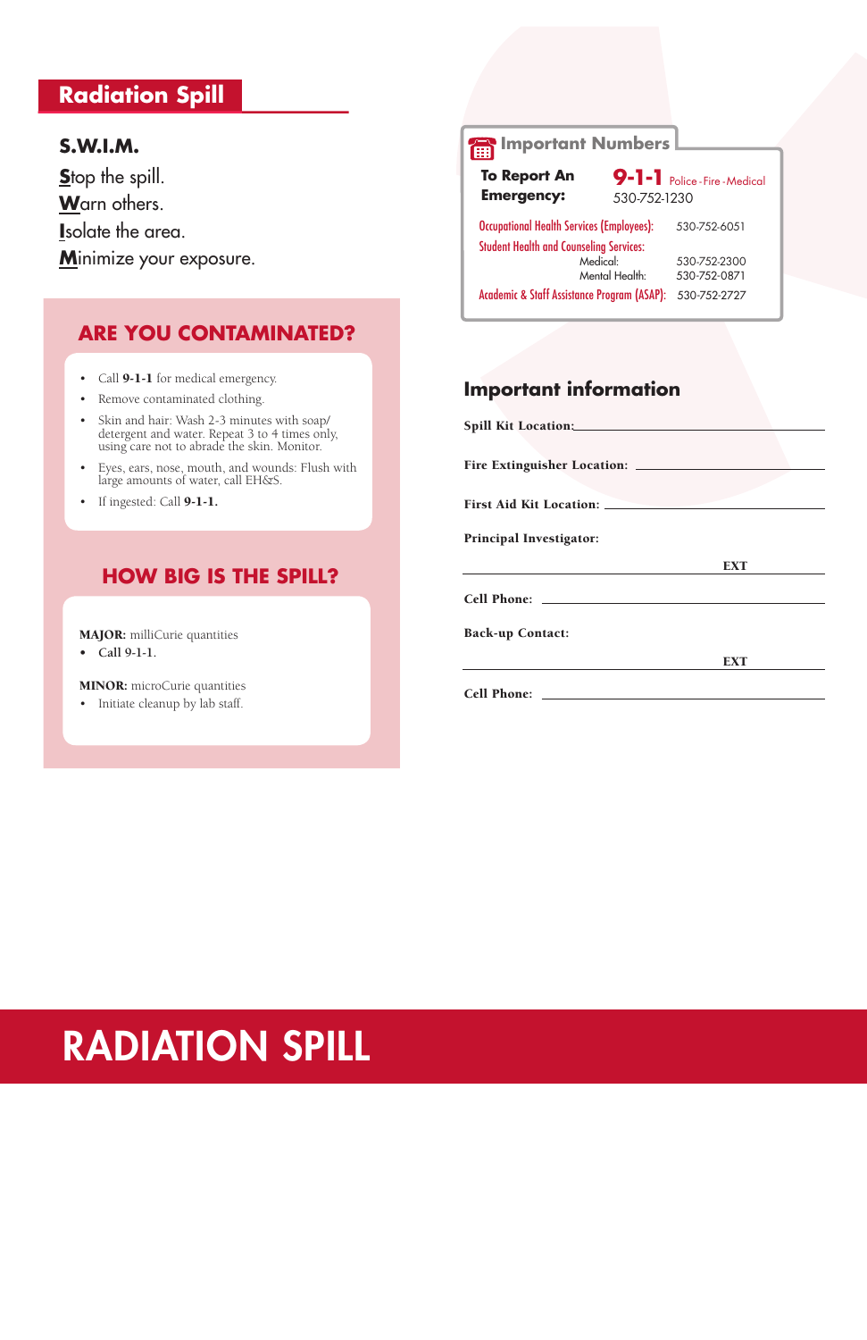## Radiation Spill

**S.W.I.M.**

**S**top the spill.
**W**arn others.
**I**solate the area.
**M**inimize your exposure.

### ARE YOU CONTAMINATED?

- Call **9-1-1** for medical emergency.
- Remove contaminated clothing.
- Skin and hair: Wash 2-3 minutes with soap/ detergent and water. Repeat 3 to 4 times only, using care not to abrade the skin. Monitor.
- Eyes, ears, nose, mouth, and wounds: Flush with large amounts of water, call EH&S.
- If ingested: Call **9-1-1.**

### HOW BIG IS THE SPILL?

**MAJOR:** milliCurie quantities

- Call 9-1-1.

**MINOR:** microCurie quantities

- Initiate cleanup by lab staff.

### Important Numbers

**To Report An Emergency:** **9-1-1** Police - Fire - Medical
530-752-1230

| | |
|---|---|
| Occupational Health Services (Employees): | 530-752-6051 |
| Student Health and Counseling Services: | |
| Medical: | 530-752-2300 |
| Mental Health: | 530-752-0871 |
| Academic & Staff Assistance Program (ASAP): | 530-752-2727 |

### Important information

**Spill Kit Location:** ______________________

**Fire Extinguisher Location:** ______________________

**First Aid Kit Location:** ______________________

**Principal Investigator:**

______________________ **EXT** __________

**Cell Phone:** ______________________

**Back-up Contact:**

______________________ **EXT** __________

**Cell Phone:** ______________________

# RADIATION SPILL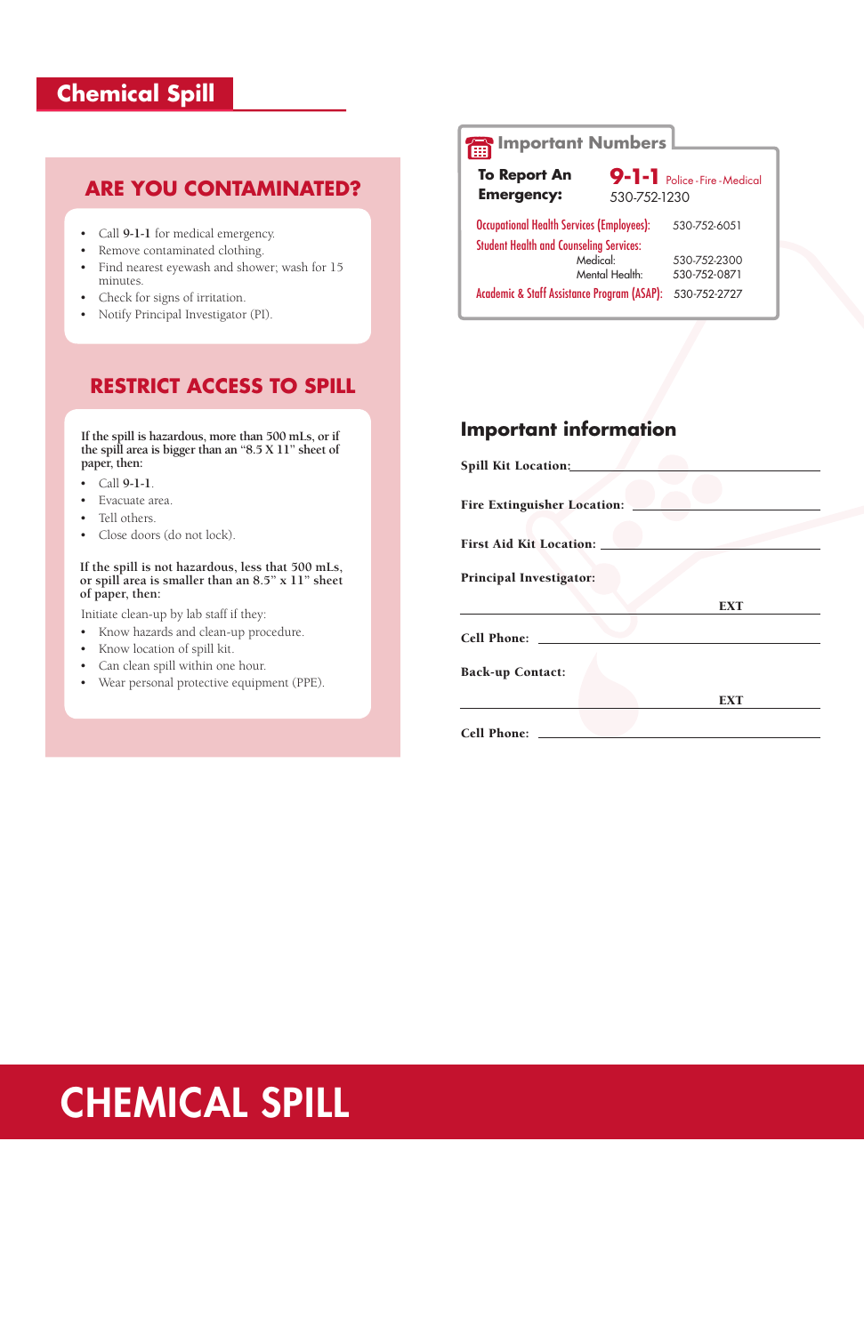# Chemical Spill

## ARE YOU CONTAMINATED?

- Call **9-1-1** for medical emergency.
- Remove contaminated clothing.
- Find nearest eyewash and shower; wash for 15 minutes.
- Check for signs of irritation.
- Notify Principal Investigator (PI).

## RESTRICT ACCESS TO SPILL

**If the spill is hazardous, more than 500 mLs, or if the spill area is bigger than an "8.5 X 11" sheet of paper, then:**

- Call **9-1-1**.
- Evacuate area.
- Tell others.
- Close doors (do not lock).

**If the spill is not hazardous, less that 500 mLs, or spill area is smaller than an 8.5" x 11" sheet of paper, then:**

Initiate clean-up by lab staff if they:

- Know hazards and clean-up procedure.
- Know location of spill kit.
- Can clean spill within one hour.
- Wear personal protective equipment (PPE).

## Important Numbers

**To Report An Emergency:** **9-1-1** Police - Fire - Medical  
530-752-1230

| | |
|---|---|
| Occupational Health Services (Employees): | 530-752-6051 |
| Student Health and Counseling Services: | |
| Medical: | 530-752-2300 |
| Mental Health: | 530-752-0871 |
| Academic & Staff Assistance Program (ASAP): | 530-752-2727 |

## Important information

**Spill Kit Location:** ______________________

**Fire Extinguisher Location:** ______________________

**First Aid Kit Location:** ______________________

**Principal Investigator:**

______________________ **EXT** ________

**Cell Phone:** ______________________

**Back-up Contact:**

______________________ **EXT** ________

**Cell Phone:** ______________________

# CHEMICAL SPILL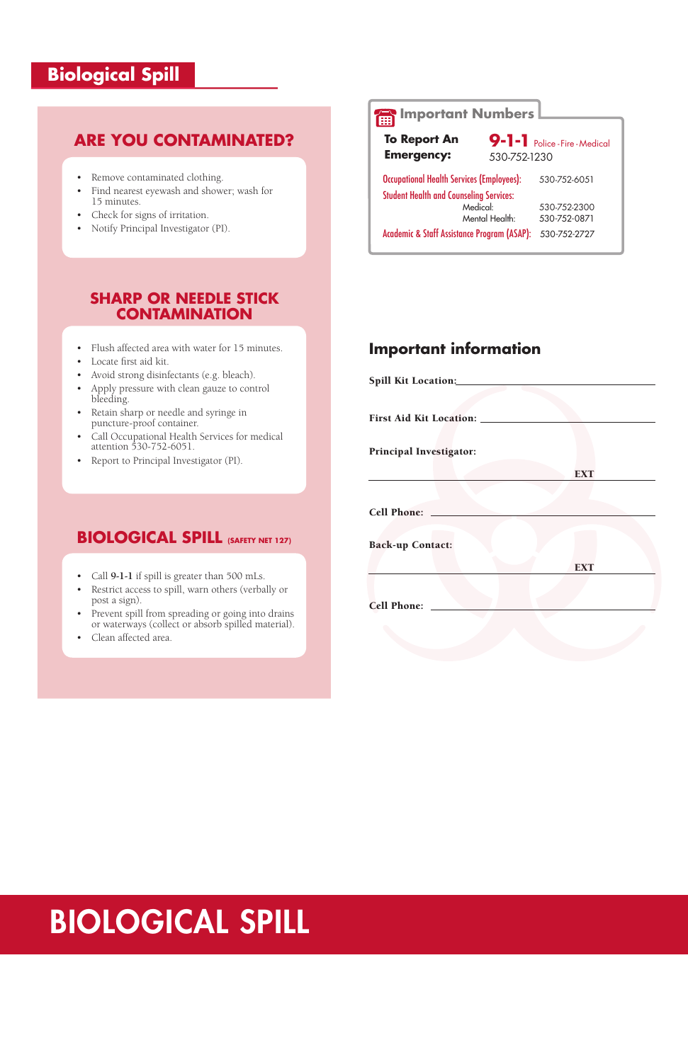# Biological Spill

## ARE YOU CONTAMINATED?

- Remove contaminated clothing.
- Find nearest eyewash and shower; wash for 15 minutes.
- Check for signs of irritation.
- Notify Principal Investigator (PI).

## SHARP OR NEEDLE STICK CONTAMINATION

- Flush affected area with water for 15 minutes.
- Locate first aid kit.
- Avoid strong disinfectants (e.g. bleach).
- Apply pressure with clean gauze to control bleeding.
- Retain sharp or needle and syringe in puncture-proof container.
- Call Occupational Health Services for medical attention 530-752-6051.
- Report to Principal Investigator (PI).

## BIOLOGICAL SPILL (SAFETY NET 127)

- Call **9-1-1** if spill is greater than 500 mLs.
- Restrict access to spill, warn others (verbally or post a sign).
- Prevent spill from spreading or going into drains or waterways (collect or absorb spilled material).
- Clean affected area.

## Important Numbers

**To Report An Emergency:** **9-1-1** Police - Fire - Medical
530-752-1230

| | | |
|---|---|---|
| Occupational Health Services (Employees): | | 530-752-6051 |
| Student Health and Counseling Services: | Medical: | 530-752-2300 |
| | Mental Health: | 530-752-0871 |
| Academic & Staff Assistance Program (ASAP): | | 530-752-2727 |

## Important information

**Spill Kit Location:** ____________________

**First Aid Kit Location:** ____________________

**Principal Investigator:**

____________________ **EXT** __________

**Cell Phone:** ____________________

**Back-up Contact:**

____________________ **EXT** __________

**Cell Phone:** ____________________

# BIOLOGICAL SPILL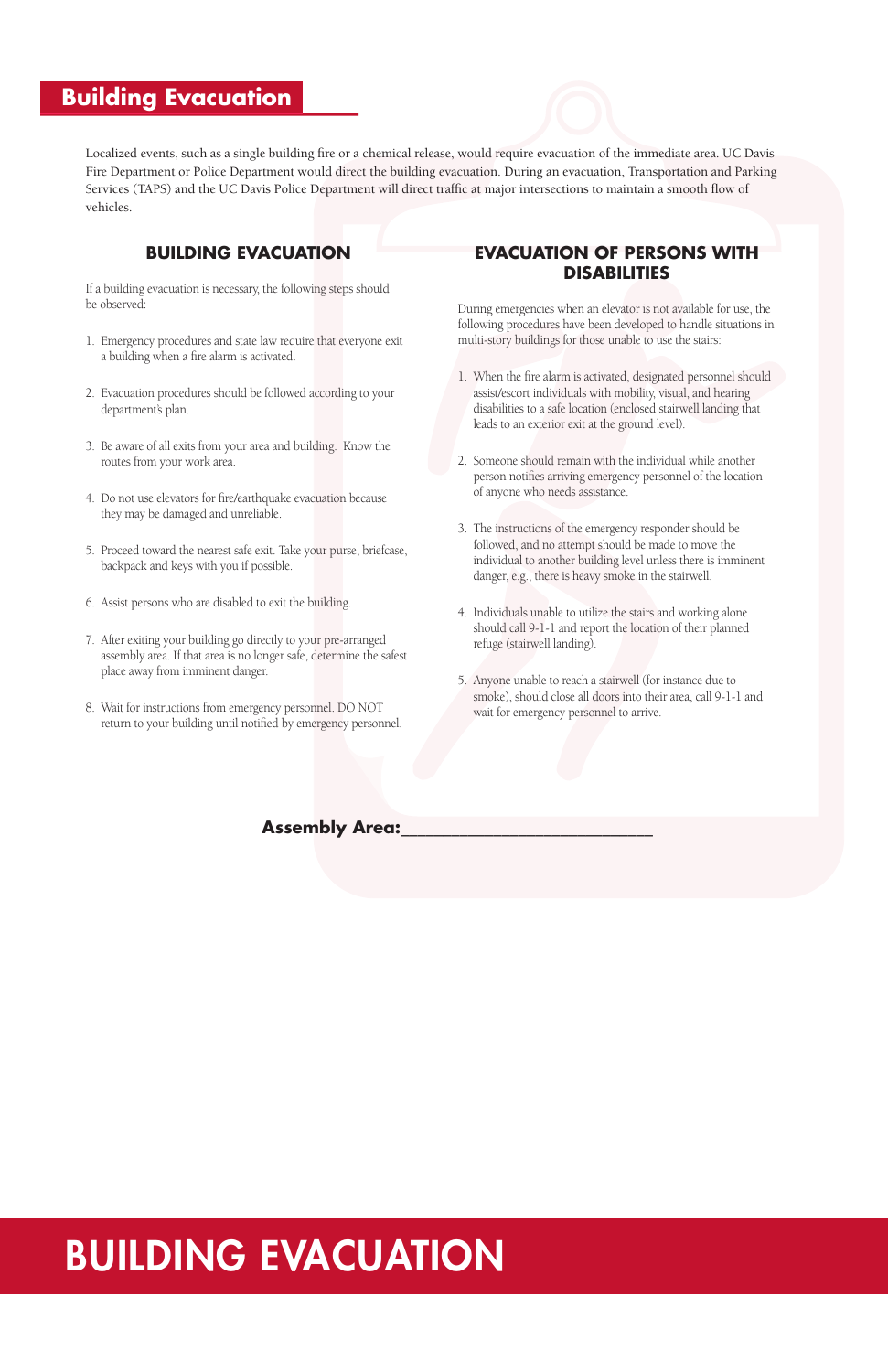# Building Evacuation

Localized events, such as a single building fire or a chemical release, would require evacuation of the immediate area. UC Davis Fire Department or Police Department would direct the building evacuation. During an evacuation, Transportation and Parking Services (TAPS) and the UC Davis Police Department will direct traffic at major intersections to maintain a smooth flow of vehicles.

## BUILDING EVACUATION

If a building evacuation is necessary, the following steps should be observed:

1. Emergency procedures and state law require that everyone exit a building when a fire alarm is activated.
2. Evacuation procedures should be followed according to your department's plan.
3. Be aware of all exits from your area and building. Know the routes from your work area.
4. Do not use elevators for fire/earthquake evacuation because they may be damaged and unreliable.
5. Proceed toward the nearest safe exit. Take your purse, briefcase, backpack and keys with you if possible.
6. Assist persons who are disabled to exit the building.
7. After exiting your building go directly to your pre-arranged assembly area. If that area is no longer safe, determine the safest place away from imminent danger.
8. Wait for instructions from emergency personnel. DO NOT return to your building until notified by emergency personnel.

## EVACUATION OF PERSONS WITH DISABILITIES

During emergencies when an elevator is not available for use, the following procedures have been developed to handle situations in multi-story buildings for those unable to use the stairs:

1. When the fire alarm is activated, designated personnel should assist/escort individuals with mobility, visual, and hearing disabilities to a safe location (enclosed stairwell landing that leads to an exterior exit at the ground level).
2. Someone should remain with the individual while another person notifies arriving emergency personnel of the location of anyone who needs assistance.
3. The instructions of the emergency responder should be followed, and no attempt should be made to move the individual to another building level unless there is imminent danger, e.g., there is heavy smoke in the stairwell.
4. Individuals unable to utilize the stairs and working alone should call 9-1-1 and report the location of their planned refuge (stairwell landing).
5. Anyone unable to reach a stairwell (for instance due to smoke), should close all doors into their area, call 9-1-1 and wait for emergency personnel to arrive.

**Assembly Area:**___________________________

# BUILDING EVACUATION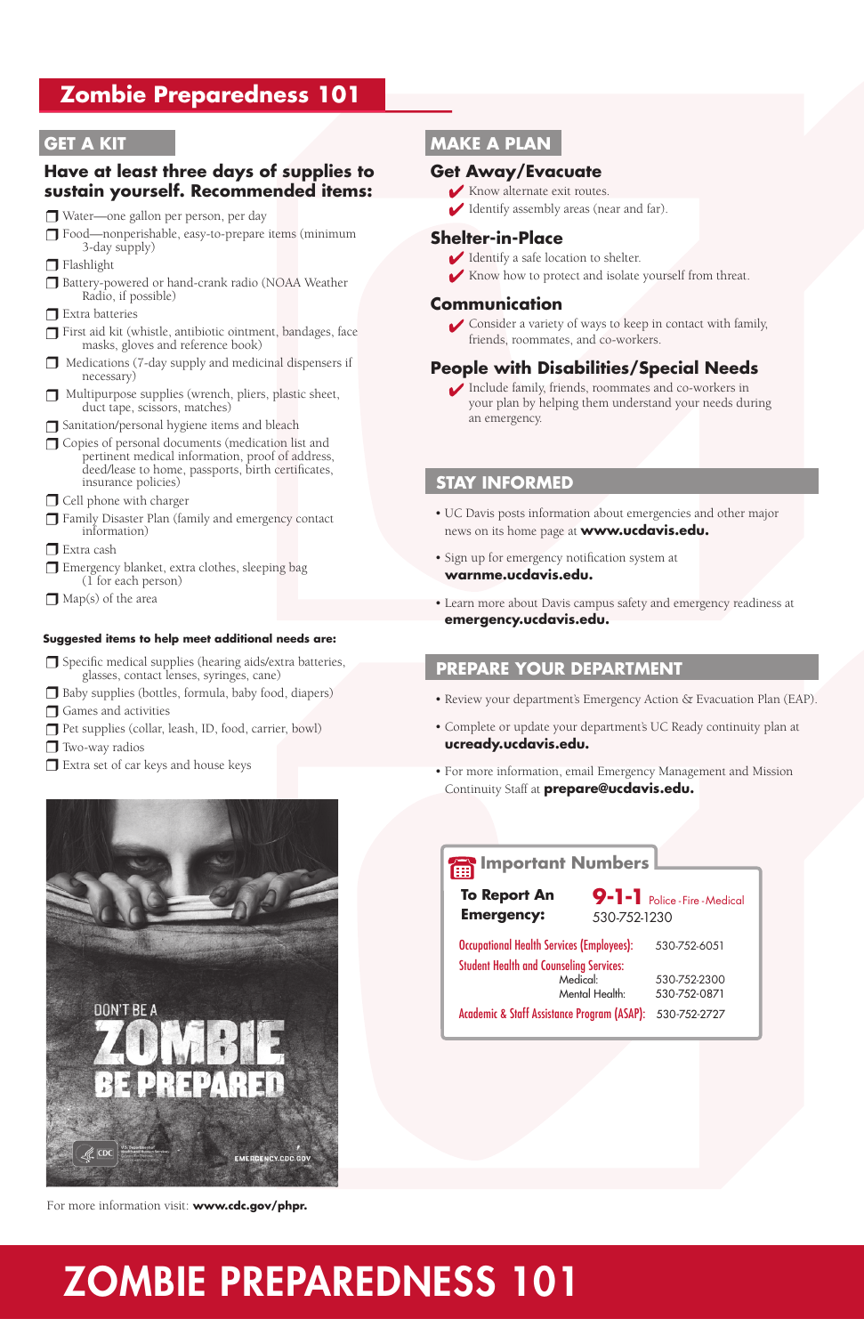# Zombie Preparedness 101

## GET A KIT

### Have at least three days of supplies to sustain yourself. Recommended items:

- ❒ Water—one gallon per person, per day
- ❒ Food—nonperishable, easy-to-prepare items (minimum 3-day supply)
- ❒ Flashlight
- ❒ Battery-powered or hand-crank radio (NOAA Weather Radio, if possible)
- ❒ Extra batteries
- ❒ First aid kit (whistle, antibiotic ointment, bandages, face masks, gloves and reference book)
- ❒ Medications (7-day supply and medicinal dispensers if necessary)
- ❒ Multipurpose supplies (wrench, pliers, plastic sheet, duct tape, scissors, matches)
- ❒ Sanitation/personal hygiene items and bleach
- ❒ Copies of personal documents (medication list and pertinent medical information, proof of address, deed/lease to home, passports, birth certificates, insurance policies)
- ❒ Cell phone with charger
- ❒ Family Disaster Plan (family and emergency contact information)
- ❒ Extra cash
- ❒ Emergency blanket, extra clothes, sleeping bag (1 for each person)
- ❒ Map(s) of the area

**Suggested items to help meet additional needs are:**

- ❒ Specific medical supplies (hearing aids/extra batteries, glasses, contact lenses, syringes, cane)
- ❒ Baby supplies (bottles, formula, baby food, diapers)
- ❒ Games and activities
- ❒ Pet supplies (collar, leash, ID, food, carrier, bowl)
- ❒ Two-way radios
- ❒ Extra set of car keys and house keys

For more information visit: **www.cdc.gov/phpr.**

## MAKE A PLAN

### Get Away/Evacuate

- ✔ Know alternate exit routes.
- ✔ Identify assembly areas (near and far).

### Shelter-in-Place

- ✔ Identify a safe location to shelter.
- ✔ Know how to protect and isolate yourself from threat.

### Communication

- ✔ Consider a variety of ways to keep in contact with family, friends, roommates, and co-workers.

### People with Disabilities/Special Needs

- ✔ Include family, friends, roommates and co-workers in your plan by helping them understand your needs during an emergency.

## STAY INFORMED

- UC Davis posts information about emergencies and other major news on its home page at **www.ucdavis.edu.**
- Sign up for emergency notification system at **warnme.ucdavis.edu.**
- Learn more about Davis campus safety and emergency readiness at **emergency.ucdavis.edu.**

## PREPARE YOUR DEPARTMENT

- Review your department's Emergency Action & Evacuation Plan (EAP).
- Complete or update your department's UC Ready continuity plan at **ucready.ucdavis.edu.**
- For more information, email Emergency Management and Mission Continuity Staff at **prepare@ucdavis.edu.**

### Important Numbers

**To Report An Emergency:** **9-1-1** Police - Fire - Medical
530-752-1230

| | | |
|---|---|---|
| Occupational Health Services (Employees): | | 530-752-6051 |
| Student Health and Counseling Services: | Medical: | 530-752-2300 |
| | Mental Health: | 530-752-0871 |
| Academic & Staff Assistance Program (ASAP): | | 530-752-2727 |

# ZOMBIE PREPAREDNESS 101